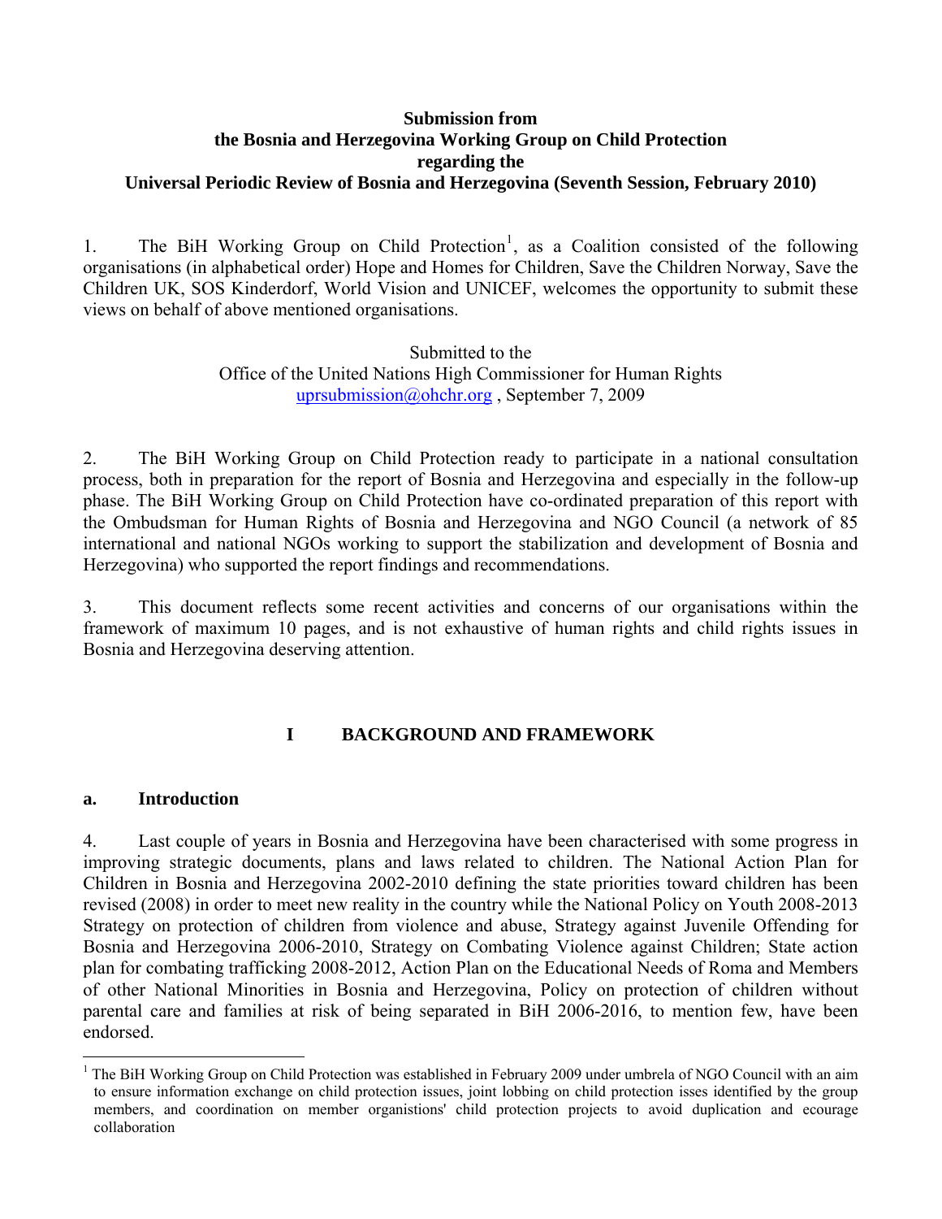**Submission from
the Bosnia and Herzegovina Working Group on Child Protection
regarding the
Universal Periodic Review of Bosnia and Herzegovina (Seventh Session, February 2010)**

1. The BiH Working Group on Child Protection[1], as a Coalition consisted of the following organisations (in alphabetical order) Hope and Homes for Children, Save the Children Norway, Save the Children UK, SOS Kinderdorf, World Vision and UNICEF, welcomes the opportunity to submit these views on behalf of above mentioned organisations.

Submitted to the
Office of the United Nations High Commissioner for Human Rights
uprsubmission@ohchr.org , September 7, 2009

2. The BiH Working Group on Child Protection ready to participate in a national consultation process, both in preparation for the report of Bosnia and Herzegovina and especially in the follow-up phase. The BiH Working Group on Child Protection have co-ordinated preparation of this report with the Ombudsman for Human Rights of Bosnia and Herzegovina and NGO Council (a network of 85 international and national NGOs working to support the stabilization and development of Bosnia and Herzegovina) who supported the report findings and recommendations.

3. This document reflects some recent activities and concerns of our organisations within the framework of maximum 10 pages, and is not exhaustive of human rights and child rights issues in Bosnia and Herzegovina deserving attention.

## I BACKGROUND AND FRAMEWORK

### a. Introduction

4. Last couple of years in Bosnia and Herzegovina have been characterised with some progress in improving strategic documents, plans and laws related to children. The National Action Plan for Children in Bosnia and Herzegovina 2002-2010 defining the state priorities toward children has been revised (2008) in order to meet new reality in the country while the National Policy on Youth 2008-2013 Strategy on protection of children from violence and abuse, Strategy against Juvenile Offending for Bosnia and Herzegovina 2006-2010, Strategy on Combating Violence against Children; State action plan for combating trafficking 2008-2012, Action Plan on the Educational Needs of Roma and Members of other National Minorities in Bosnia and Herzegovina, Policy on protection of children without parental care and families at risk of being separated in BiH 2006-2016, to mention few, have been endorsed.

---

[1] The BiH Working Group on Child Protection was established in February 2009 under umbrela of NGO Council with an aim to ensure information exchange on child protection issues, joint lobbing on child protection isses identified by the group members, and coordination on member organistions' child protection projects to avoid duplication and ecourage collaboration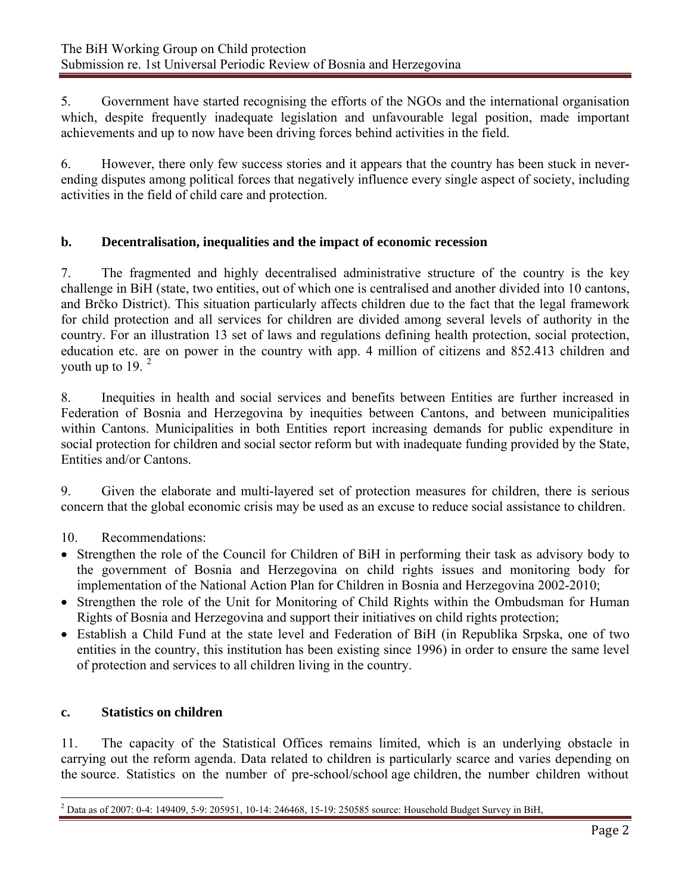5. Government have started recognising the efforts of the NGOs and the international organisation which, despite frequently inadequate legislation and unfavourable legal position, made important achievements and up to now have been driving forces behind activities in the field.

6. However, there only few success stories and it appears that the country has been stuck in never-ending disputes among political forces that negatively influence every single aspect of society, including activities in the field of child care and protection.

## b. Decentralisation, inequalities and the impact of economic recession

7. The fragmented and highly decentralised administrative structure of the country is the key challenge in BiH (state, two entities, out of which one is centralised and another divided into 10 cantons, and Brčko District). This situation particularly affects children due to the fact that the legal framework for child protection and all services for children are divided among several levels of authority in the country. For an illustration 13 set of laws and regulations defining health protection, social protection, education etc. are on power in the country with app. 4 million of citizens and 852.413 children and youth up to 19. [2]

8. Inequities in health and social services and benefits between Entities are further increased in Federation of Bosnia and Herzegovina by inequities between Cantons, and between municipalities within Cantons. Municipalities in both Entities report increasing demands for public expenditure in social protection for children and social sector reform but with inadequate funding provided by the State, Entities and/or Cantons.

9. Given the elaborate and multi-layered set of protection measures for children, there is serious concern that the global economic crisis may be used as an excuse to reduce social assistance to children.

10. Recommendations:

- Strengthen the role of the Council for Children of BiH in performing their task as advisory body to the government of Bosnia and Herzegovina on child rights issues and monitoring body for implementation of the National Action Plan for Children in Bosnia and Herzegovina 2002-2010;
- Strengthen the role of the Unit for Monitoring of Child Rights within the Ombudsman for Human Rights of Bosnia and Herzegovina and support their initiatives on child rights protection;
- Establish a Child Fund at the state level and Federation of BiH (in Republika Srpska, one of two entities in the country, this institution has been existing since 1996) in order to ensure the same level of protection and services to all children living in the country.

## c. Statistics on children

11. The capacity of the Statistical Offices remains limited, which is an underlying obstacle in carrying out the reform agenda. Data related to children is particularly scarce and varies depending on the source. Statistics on the number of pre-school/school age children, the number children without

---

[2] Data as of 2007: 0-4: 149409, 5-9: 205951, 10-14: 246468, 15-19: 250585 source: Household Budget Survey in BiH,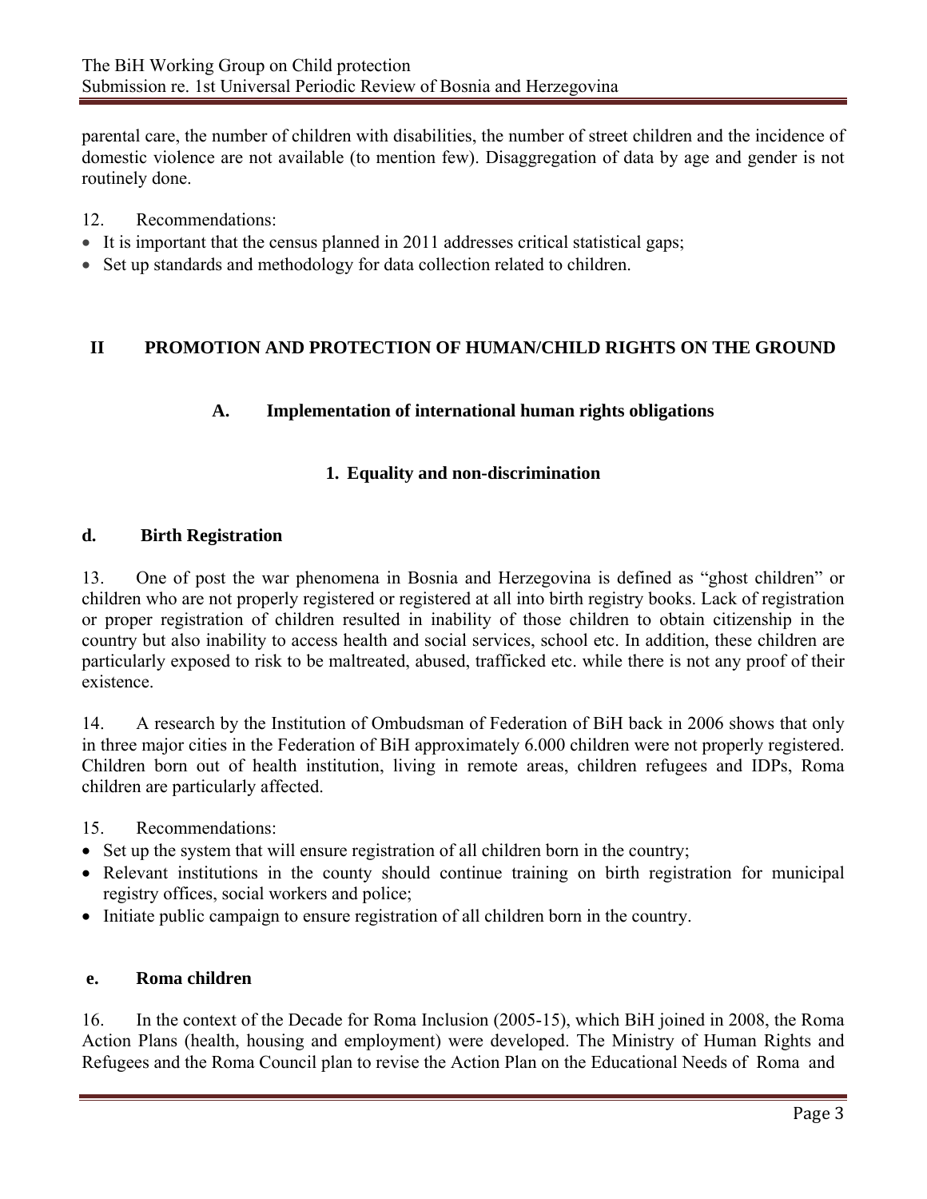parental care, the number of children with disabilities, the number of street children and the incidence of domestic violence are not available (to mention few). Disaggregation of data by age and gender is not routinely done.

12. Recommendations:

- It is important that the census planned in 2011 addresses critical statistical gaps;
- Set up standards and methodology for data collection related to children.

# II PROMOTION AND PROTECTION OF HUMAN/CHILD RIGHTS ON THE GROUND

## A. Implementation of international human rights obligations

### 1. Equality and non-discrimination

#### d. Birth Registration

13. One of post the war phenomena in Bosnia and Herzegovina is defined as "ghost children" or children who are not properly registered or registered at all into birth registry books. Lack of registration or proper registration of children resulted in inability of those children to obtain citizenship in the country but also inability to access health and social services, school etc. In addition, these children are particularly exposed to risk to be maltreated, abused, trafficked etc. while there is not any proof of their existence.

14. A research by the Institution of Ombudsman of Federation of BiH back in 2006 shows that only in three major cities in the Federation of BiH approximately 6.000 children were not properly registered. Children born out of health institution, living in remote areas, children refugees and IDPs, Roma children are particularly affected.

15. Recommendations:

- Set up the system that will ensure registration of all children born in the country;
- Relevant institutions in the county should continue training on birth registration for municipal registry offices, social workers and police;
- Initiate public campaign to ensure registration of all children born in the country.

#### e. Roma children

16. In the context of the Decade for Roma Inclusion (2005-15), which BiH joined in 2008, the Roma Action Plans (health, housing and employment) were developed. The Ministry of Human Rights and Refugees and the Roma Council plan to revise the Action Plan on the Educational Needs of Roma and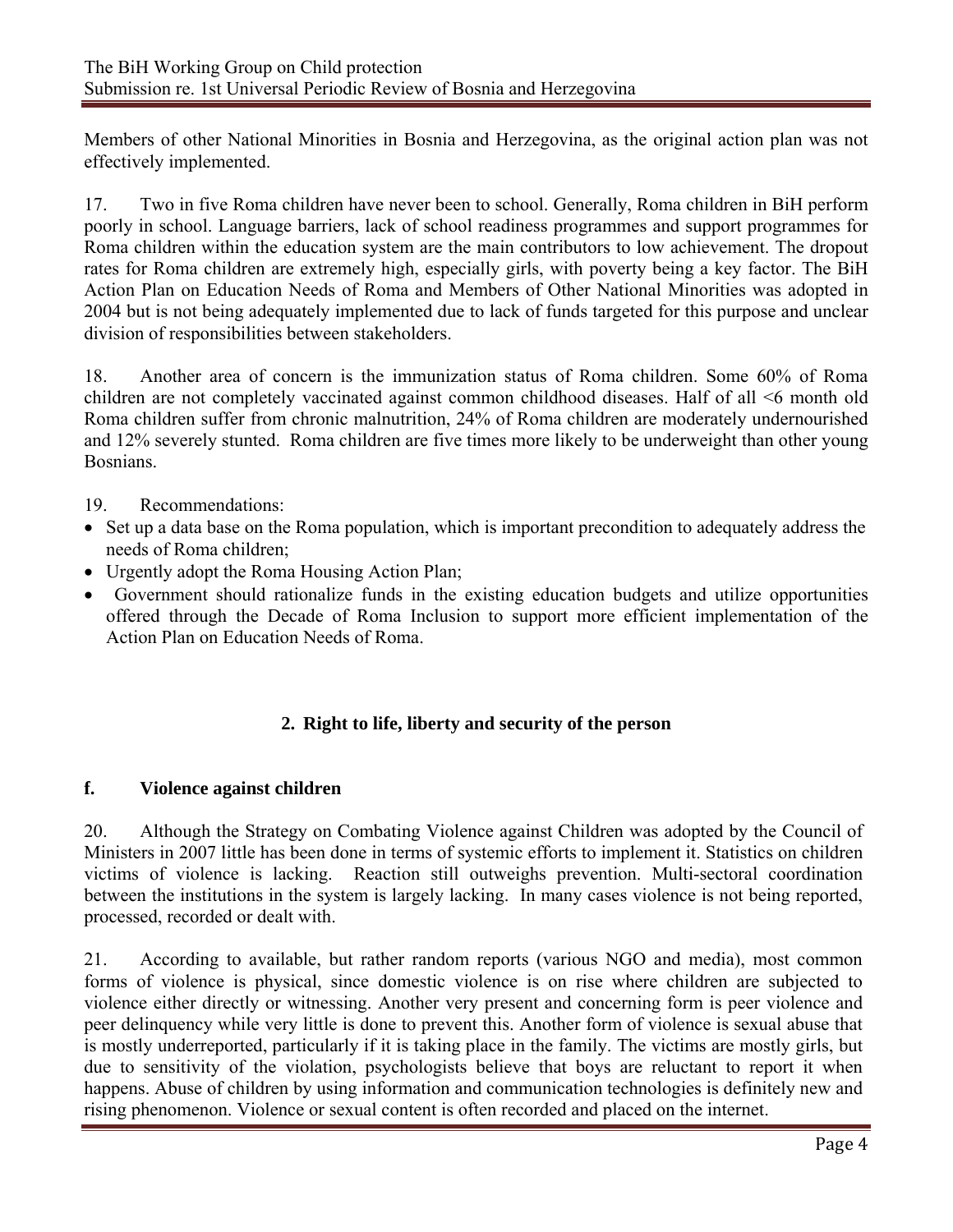Members of other National Minorities in Bosnia and Herzegovina, as the original action plan was not effectively implemented.

17. Two in five Roma children have never been to school. Generally, Roma children in BiH perform poorly in school. Language barriers, lack of school readiness programmes and support programmes for Roma children within the education system are the main contributors to low achievement. The dropout rates for Roma children are extremely high, especially girls, with poverty being a key factor. The BiH Action Plan on Education Needs of Roma and Members of Other National Minorities was adopted in 2004 but is not being adequately implemented due to lack of funds targeted for this purpose and unclear division of responsibilities between stakeholders.

18. Another area of concern is the immunization status of Roma children. Some 60% of Roma children are not completely vaccinated against common childhood diseases. Half of all <6 month old Roma children suffer from chronic malnutrition, 24% of Roma children are moderately undernourished and 12% severely stunted. Roma children are five times more likely to be underweight than other young Bosnians.

19. Recommendations:

- Set up a data base on the Roma population, which is important precondition to adequately address the needs of Roma children;
- Urgently adopt the Roma Housing Action Plan;
- Government should rationalize funds in the existing education budgets and utilize opportunities offered through the Decade of Roma Inclusion to support more efficient implementation of the Action Plan on Education Needs of Roma.

## 2. Right to life, liberty and security of the person

### f. Violence against children

20. Although the Strategy on Combating Violence against Children was adopted by the Council of Ministers in 2007 little has been done in terms of systemic efforts to implement it. Statistics on children victims of violence is lacking. Reaction still outweighs prevention. Multi-sectoral coordination between the institutions in the system is largely lacking. In many cases violence is not being reported, processed, recorded or dealt with.

21. According to available, but rather random reports (various NGO and media), most common forms of violence is physical, since domestic violence is on rise where children are subjected to violence either directly or witnessing. Another very present and concerning form is peer violence and peer delinquency while very little is done to prevent this. Another form of violence is sexual abuse that is mostly underreported, particularly if it is taking place in the family. The victims are mostly girls, but due to sensitivity of the violation, psychologists believe that boys are reluctant to report it when happens. Abuse of children by using information and communication technologies is definitely new and rising phenomenon. Violence or sexual content is often recorded and placed on the internet.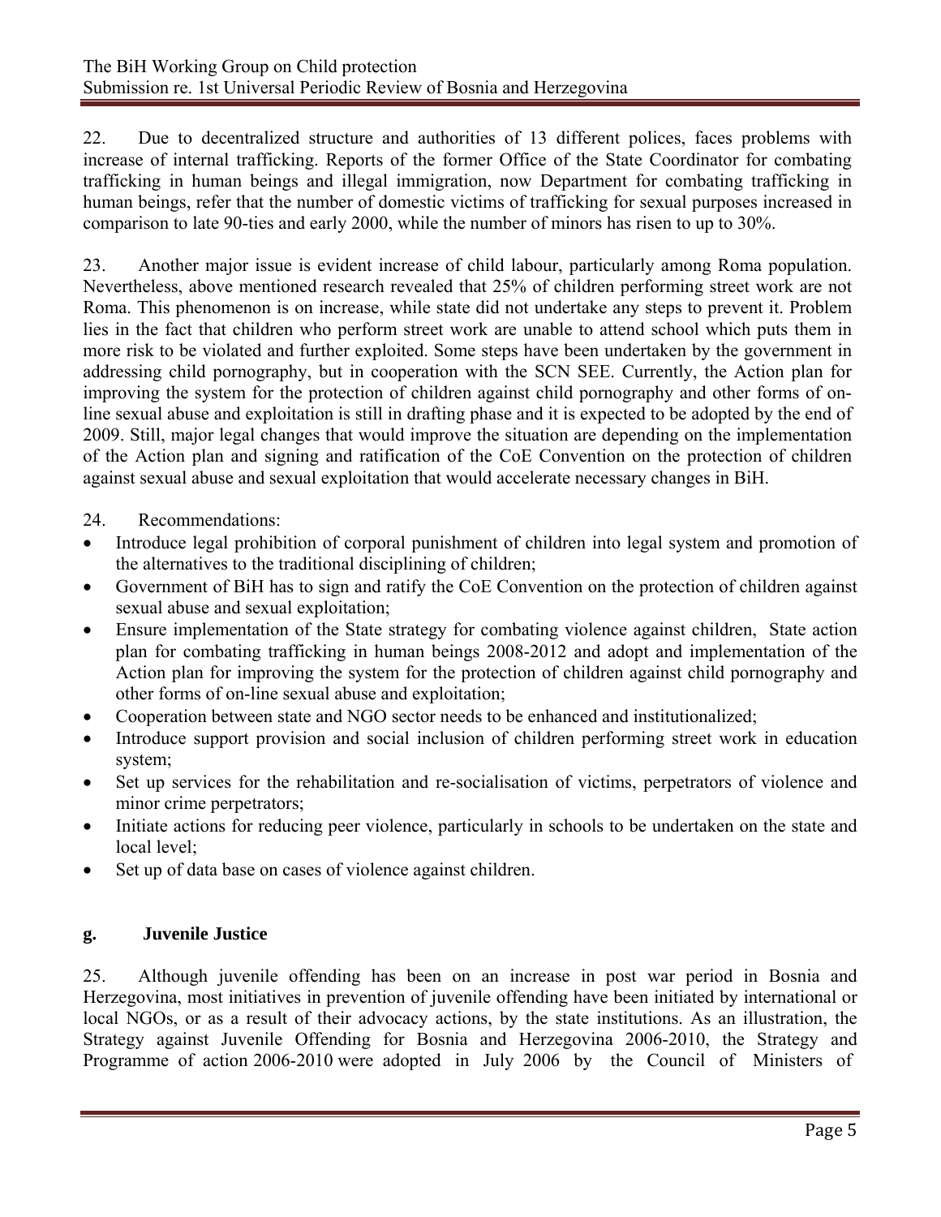22. Due to decentralized structure and authorities of 13 different polices, faces problems with increase of internal trafficking. Reports of the former Office of the State Coordinator for combating trafficking in human beings and illegal immigration, now Department for combating trafficking in human beings, refer that the number of domestic victims of trafficking for sexual purposes increased in comparison to late 90-ties and early 2000, while the number of minors has risen to up to 30%.

23. Another major issue is evident increase of child labour, particularly among Roma population. Nevertheless, above mentioned research revealed that 25% of children performing street work are not Roma. This phenomenon is on increase, while state did not undertake any steps to prevent it. Problem lies in the fact that children who perform street work are unable to attend school which puts them in more risk to be violated and further exploited. Some steps have been undertaken by the government in addressing child pornography, but in cooperation with the SCN SEE. Currently, the Action plan for improving the system for the protection of children against child pornography and other forms of on-line sexual abuse and exploitation is still in drafting phase and it is expected to be adopted by the end of 2009. Still, major legal changes that would improve the situation are depending on the implementation of the Action plan and signing and ratification of the CoE Convention on the protection of children against sexual abuse and sexual exploitation that would accelerate necessary changes in BiH.

24. Recommendations:

- Introduce legal prohibition of corporal punishment of children into legal system and promotion of the alternatives to the traditional disciplining of children;
- Government of BiH has to sign and ratify the CoE Convention on the protection of children against sexual abuse and sexual exploitation;
- Ensure implementation of the State strategy for combating violence against children, State action plan for combating trafficking in human beings 2008-2012 and adopt and implementation of the Action plan for improving the system for the protection of children against child pornography and other forms of on-line sexual abuse and exploitation;
- Cooperation between state and NGO sector needs to be enhanced and institutionalized;
- Introduce support provision and social inclusion of children performing street work in education system;
- Set up services for the rehabilitation and re-socialisation of victims, perpetrators of violence and minor crime perpetrators;
- Initiate actions for reducing peer violence, particularly in schools to be undertaken on the state and local level;
- Set up of data base on cases of violence against children.

## g. Juvenile Justice

25. Although juvenile offending has been on an increase in post war period in Bosnia and Herzegovina, most initiatives in prevention of juvenile offending have been initiated by international or local NGOs, or as a result of their advocacy actions, by the state institutions. As an illustration, the Strategy against Juvenile Offending for Bosnia and Herzegovina 2006-2010, the Strategy and Programme of action 2006-2010 were adopted in July 2006 by the Council of Ministers of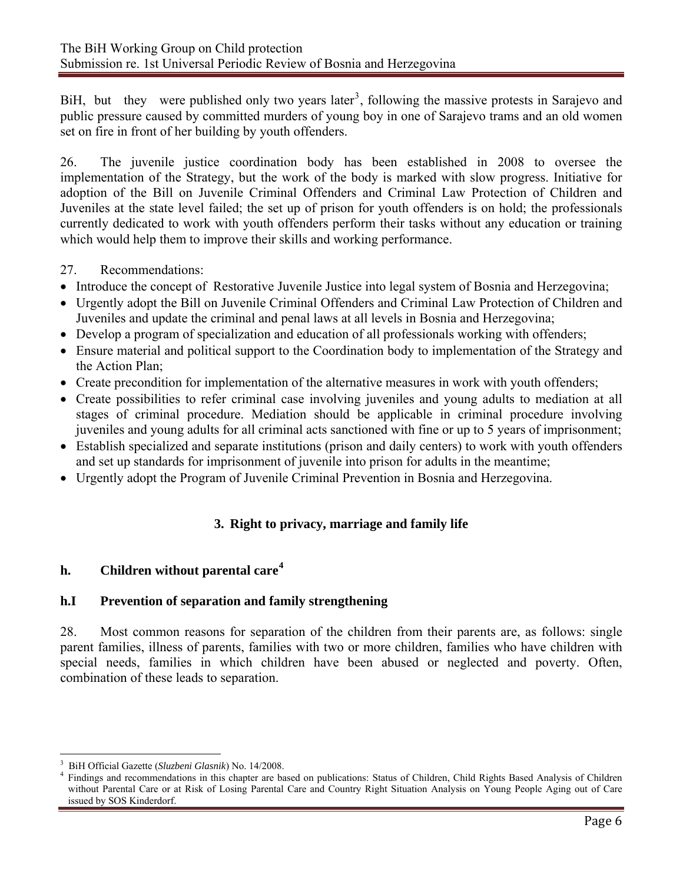BiH, but they were published only two years later[3], following the massive protests in Sarajevo and public pressure caused by committed murders of young boy in one of Sarajevo trams and an old women set on fire in front of her building by youth offenders.

26. The juvenile justice coordination body has been established in 2008 to oversee the implementation of the Strategy, but the work of the body is marked with slow progress. Initiative for adoption of the Bill on Juvenile Criminal Offenders and Criminal Law Protection of Children and Juveniles at the state level failed; the set up of prison for youth offenders is on hold; the professionals currently dedicated to work with youth offenders perform their tasks without any education or training which would help them to improve their skills and working performance.

27. Recommendations:

- Introduce the concept of Restorative Juvenile Justice into legal system of Bosnia and Herzegovina;
- Urgently adopt the Bill on Juvenile Criminal Offenders and Criminal Law Protection of Children and Juveniles and update the criminal and penal laws at all levels in Bosnia and Herzegovina;
- Develop a program of specialization and education of all professionals working with offenders;
- Ensure material and political support to the Coordination body to implementation of the Strategy and the Action Plan;
- Create precondition for implementation of the alternative measures in work with youth offenders;
- Create possibilities to refer criminal case involving juveniles and young adults to mediation at all stages of criminal procedure. Mediation should be applicable in criminal procedure involving juveniles and young adults for all criminal acts sanctioned with fine or up to 5 years of imprisonment;
- Establish specialized and separate institutions (prison and daily centers) to work with youth offenders and set up standards for imprisonment of juvenile into prison for adults in the meantime;
- Urgently adopt the Program of Juvenile Criminal Prevention in Bosnia and Herzegovina.

## 3. Right to privacy, marriage and family life

### h. Children without parental care[4]

### h.I Prevention of separation and family strengthening

28. Most common reasons for separation of the children from their parents are, as follows: single parent families, illness of parents, families with two or more children, families who have children with special needs, families in which children have been abused or neglected and poverty. Often, combination of these leads to separation.

---

[3] BiH Official Gazette (*Sluzbeni Glasnik*) No. 14/2008.

[4] Findings and recommendations in this chapter are based on publications: Status of Children, Child Rights Based Analysis of Children without Parental Care or at Risk of Losing Parental Care and Country Right Situation Analysis on Young People Aging out of Care issued by SOS Kinderdorf.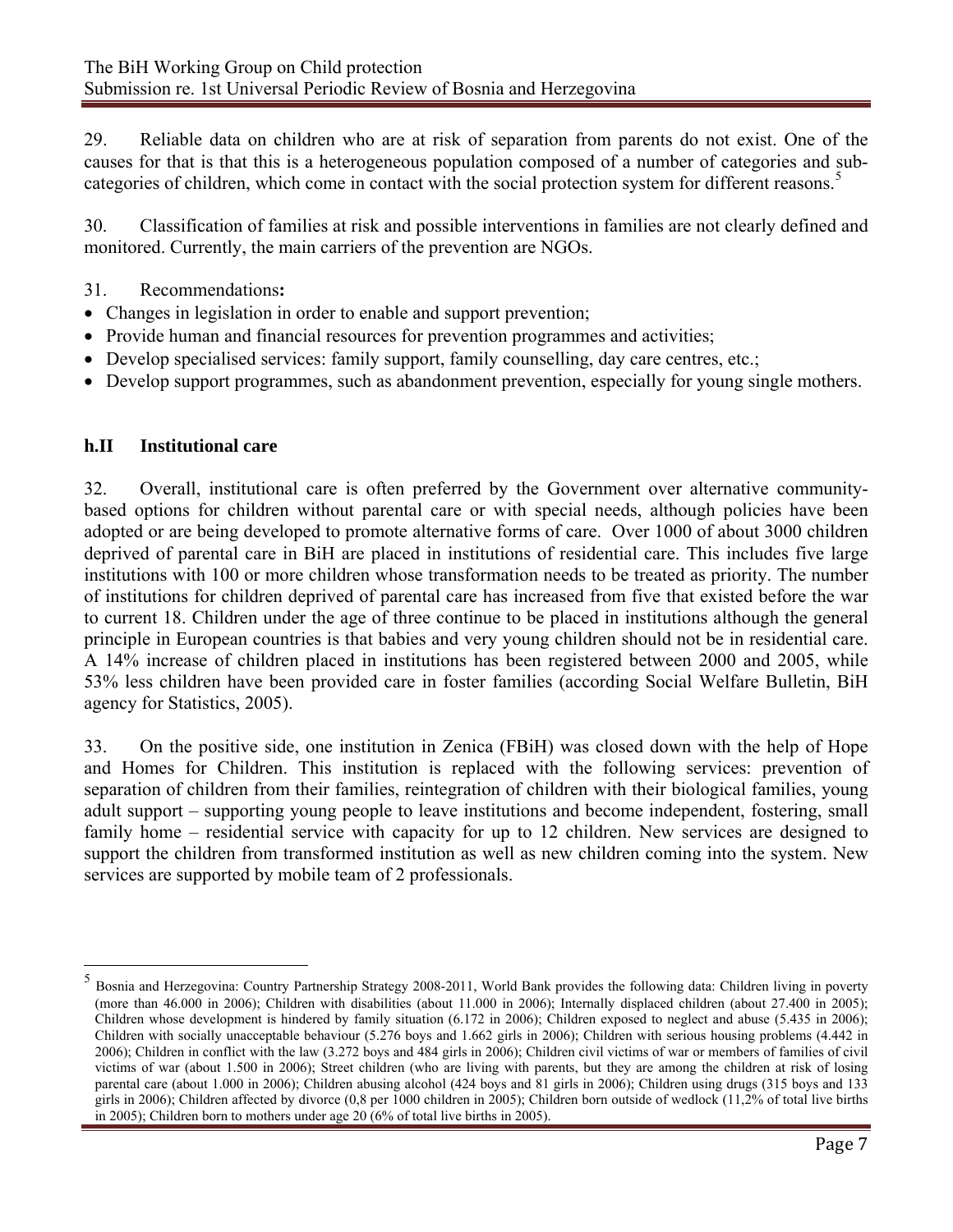29. Reliable data on children who are at risk of separation from parents do not exist. One of the causes for that is that this is a heterogeneous population composed of a number of categories and sub-categories of children, which come in contact with the social protection system for different reasons.[5]

30. Classification of families at risk and possible interventions in families are not clearly defined and monitored. Currently, the main carriers of the prevention are NGOs.

31. Recommendations**:**

- Changes in legislation in order to enable and support prevention;
- Provide human and financial resources for prevention programmes and activities;
- Develop specialised services: family support, family counselling, day care centres, etc.;
- Develop support programmes, such as abandonment prevention, especially for young single mothers.

### h.II Institutional care

32. Overall, institutional care is often preferred by the Government over alternative community-based options for children without parental care or with special needs, although policies have been adopted or are being developed to promote alternative forms of care. Over 1000 of about 3000 children deprived of parental care in BiH are placed in institutions of residential care. This includes five large institutions with 100 or more children whose transformation needs to be treated as priority. The number of institutions for children deprived of parental care has increased from five that existed before the war to current 18. Children under the age of three continue to be placed in institutions although the general principle in European countries is that babies and very young children should not be in residential care. A 14% increase of children placed in institutions has been registered between 2000 and 2005, while 53% less children have been provided care in foster families (according Social Welfare Bulletin, BiH agency for Statistics, 2005).

33. On the positive side, one institution in Zenica (FBiH) was closed down with the help of Hope and Homes for Children. This institution is replaced with the following services: prevention of separation of children from their families, reintegration of children with their biological families, young adult support – supporting young people to leave institutions and become independent, fostering, small family home – residential service with capacity for up to 12 children. New services are designed to support the children from transformed institution as well as new children coming into the system. New services are supported by mobile team of 2 professionals.

---

[5] Bosnia and Herzegovina: Country Partnership Strategy 2008-2011, World Bank provides the following data: Children living in poverty (more than 46.000 in 2006); Children with disabilities (about 11.000 in 2006); Internally displaced children (about 27.400 in 2005); Children whose development is hindered by family situation (6.172 in 2006); Children exposed to neglect and abuse (5.435 in 2006); Children with socially unacceptable behaviour (5.276 boys and 1.662 girls in 2006); Children with serious housing problems (4.442 in 2006); Children in conflict with the law (3.272 boys and 484 girls in 2006); Children civil victims of war or members of families of civil victims of war (about 1.500 in 2006); Street children (who are living with parents, but they are among the children at risk of losing parental care (about 1.000 in 2006); Children abusing alcohol (424 boys and 81 girls in 2006); Children using drugs (315 boys and 133 girls in 2006); Children affected by divorce (0,8 per 1000 children in 2005); Children born outside of wedlock (11,2% of total live births in 2005); Children born to mothers under age 20 (6% of total live births in 2005).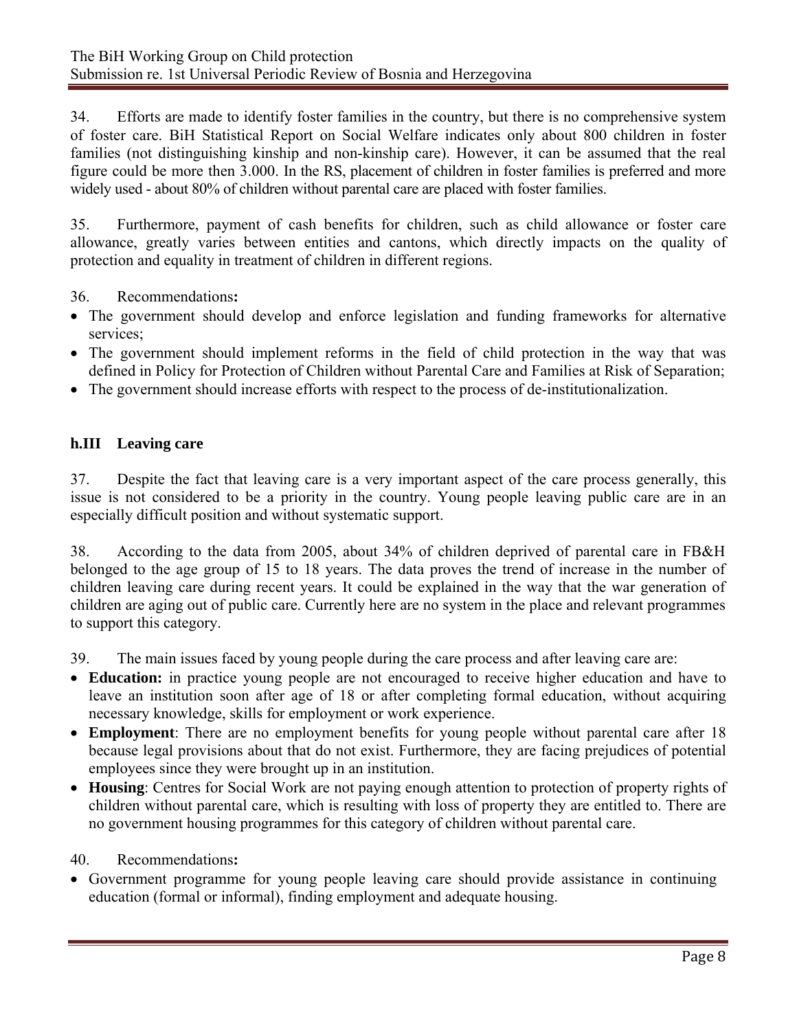34. Efforts are made to identify foster families in the country, but there is no comprehensive system of foster care. BiH Statistical Report on Social Welfare indicates only about 800 children in foster families (not distinguishing kinship and non-kinship care). However, it can be assumed that the real figure could be more then 3.000. In the RS, placement of children in foster families is preferred and more widely used - about 80% of children without parental care are placed with foster families.

35. Furthermore, payment of cash benefits for children, such as child allowance or foster care allowance, greatly varies between entities and cantons, which directly impacts on the quality of protection and equality in treatment of children in different regions.

36. Recommendations**:**

- The government should develop and enforce legislation and funding frameworks for alternative services;
- The government should implement reforms in the field of child protection in the way that was defined in Policy for Protection of Children without Parental Care and Families at Risk of Separation;
- The government should increase efforts with respect to the process of de-institutionalization.

### h.III Leaving care

37. Despite the fact that leaving care is a very important aspect of the care process generally, this issue is not considered to be a priority in the country. Young people leaving public care are in an especially difficult position and without systematic support.

38. According to the data from 2005, about 34% of children deprived of parental care in FB&H belonged to the age group of 15 to 18 years. The data proves the trend of increase in the number of children leaving care during recent years. It could be explained in the way that the war generation of children are aging out of public care. Currently here are no system in the place and relevant programmes to support this category.

39. The main issues faced by young people during the care process and after leaving care are:

- **Education:** in practice young people are not encouraged to receive higher education and have to leave an institution soon after age of 18 or after completing formal education, without acquiring necessary knowledge, skills for employment or work experience.
- **Employment**: There are no employment benefits for young people without parental care after 18 because legal provisions about that do not exist. Furthermore, they are facing prejudices of potential employees since they were brought up in an institution.
- **Housing**: Centres for Social Work are not paying enough attention to protection of property rights of children without parental care, which is resulting with loss of property they are entitled to. There are no government housing programmes for this category of children without parental care.

40. Recommendations**:**

- Government programme for young people leaving care should provide assistance in continuing education (formal or informal), finding employment and adequate housing.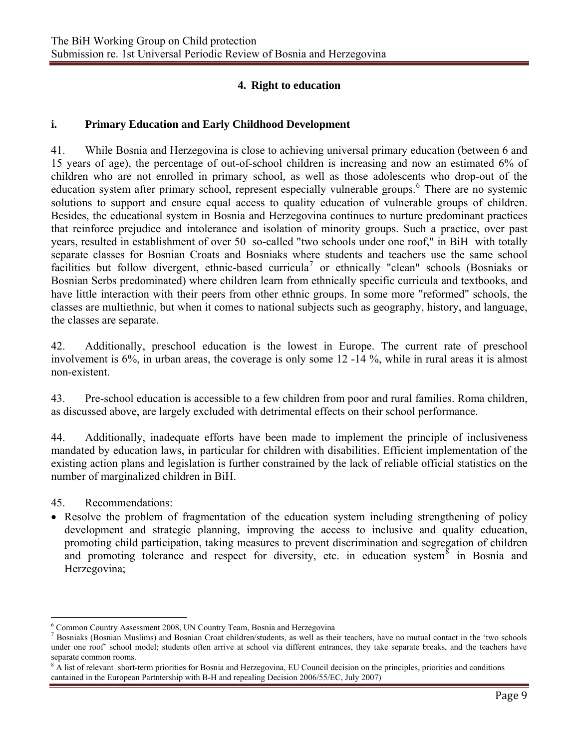## 4. Right to education

### i. Primary Education and Early Childhood Development

41. While Bosnia and Herzegovina is close to achieving universal primary education (between 6 and 15 years of age), the percentage of out-of-school children is increasing and now an estimated 6% of children who are not enrolled in primary school, as well as those adolescents who drop-out of the education system after primary school, represent especially vulnerable groups.[6] There are no systemic solutions to support and ensure equal access to quality education of vulnerable groups of children. Besides, the educational system in Bosnia and Herzegovina continues to nurture predominant practices that reinforce prejudice and intolerance and isolation of minority groups. Such a practice, over past years, resulted in establishment of over 50 so-called "two schools under one roof," in BiH with totally separate classes for Bosnian Croats and Bosniaks where students and teachers use the same school facilities but follow divergent, ethnic-based curricula[7] or ethnically "clean" schools (Bosniaks or Bosnian Serbs predominated) where children learn from ethnically specific curricula and textbooks, and have little interaction with their peers from other ethnic groups. In some more "reformed" schools, the classes are multiethnic, but when it comes to national subjects such as geography, history, and language, the classes are separate.

42. Additionally, preschool education is the lowest in Europe. The current rate of preschool involvement is 6%, in urban areas, the coverage is only some 12 -14 %, while in rural areas it is almost non-existent.

43. Pre-school education is accessible to a few children from poor and rural families. Roma children, as discussed above, are largely excluded with detrimental effects on their school performance.

44. Additionally, inadequate efforts have been made to implement the principle of inclusiveness mandated by education laws, in particular for children with disabilities. Efficient implementation of the existing action plans and legislation is further constrained by the lack of reliable official statistics on the number of marginalized children in BiH.

45. Recommendations:

- Resolve the problem of fragmentation of the education system including strengthening of policy development and strategic planning, improving the access to inclusive and quality education, promoting child participation, taking measures to prevent discrimination and segregation of children and promoting tolerance and respect for diversity, etc. in education system[8] in Bosnia and Herzegovina;

---

[6] Common Country Assessment 2008, UN Country Team, Bosnia and Herzegovina

[7] Bosniaks (Bosnian Muslims) and Bosnian Croat children/students, as well as their teachers, have no mutual contact in the 'two schools under one roof' school model; students often arrive at school via different entrances, they take separate breaks, and the teachers have separate common rooms.

[8] A list of relevant short-term priorities for Bosnia and Herzegovina, EU Council decision on the principles, priorities and conditions cantained in the European Partntership with B-H and repealing Decision 2006/55/EC, July 2007)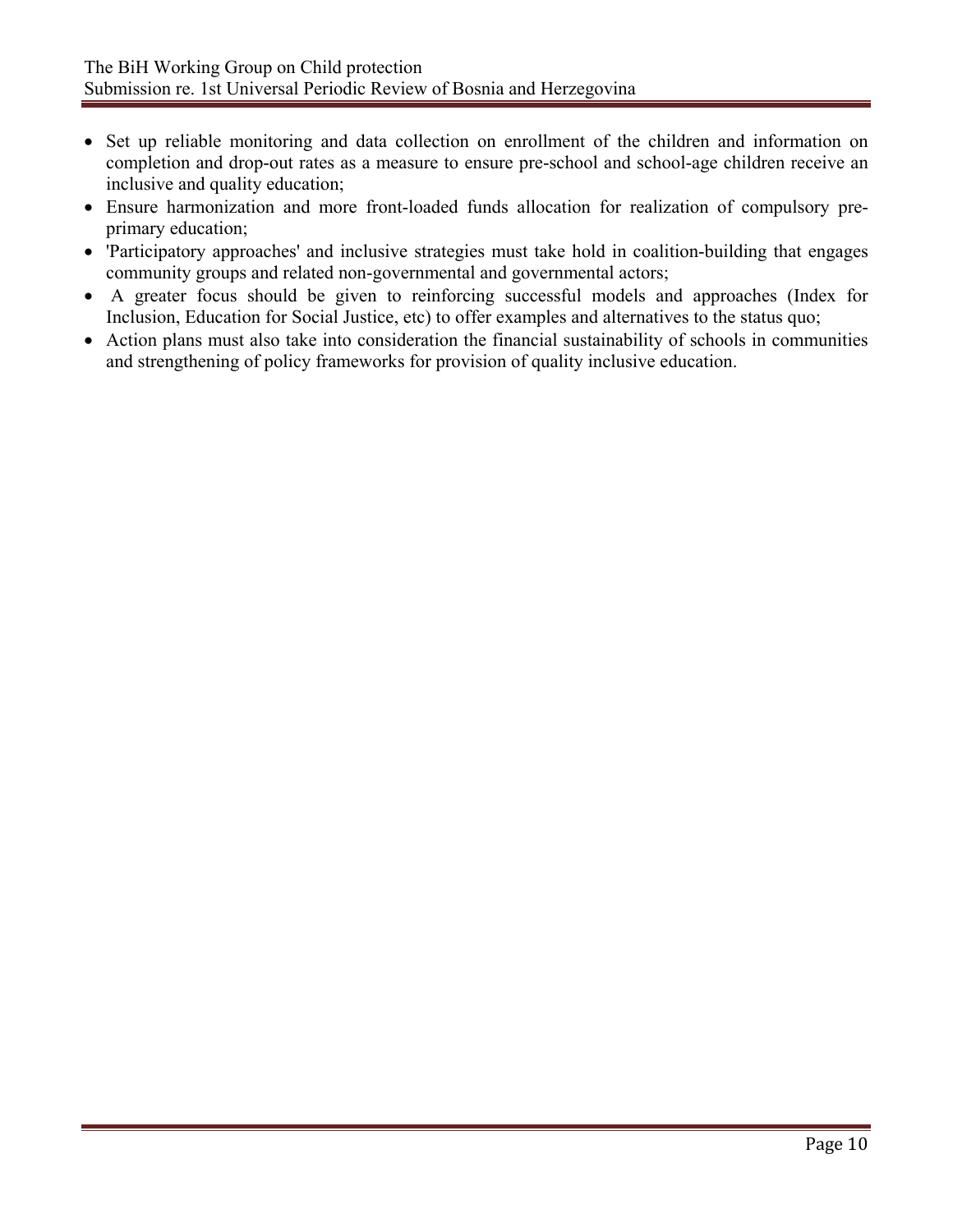- Set up reliable monitoring and data collection on enrollment of the children and information on completion and drop-out rates as a measure to ensure pre-school and school-age children receive an inclusive and quality education;
- Ensure harmonization and more front-loaded funds allocation for realization of compulsory pre-primary education;
- 'Participatory approaches' and inclusive strategies must take hold in coalition-building that engages community groups and related non-governmental and governmental actors;
- A greater focus should be given to reinforcing successful models and approaches (Index for Inclusion, Education for Social Justice, etc) to offer examples and alternatives to the status quo;
- Action plans must also take into consideration the financial sustainability of schools in communities and strengthening of policy frameworks for provision of quality inclusive education.